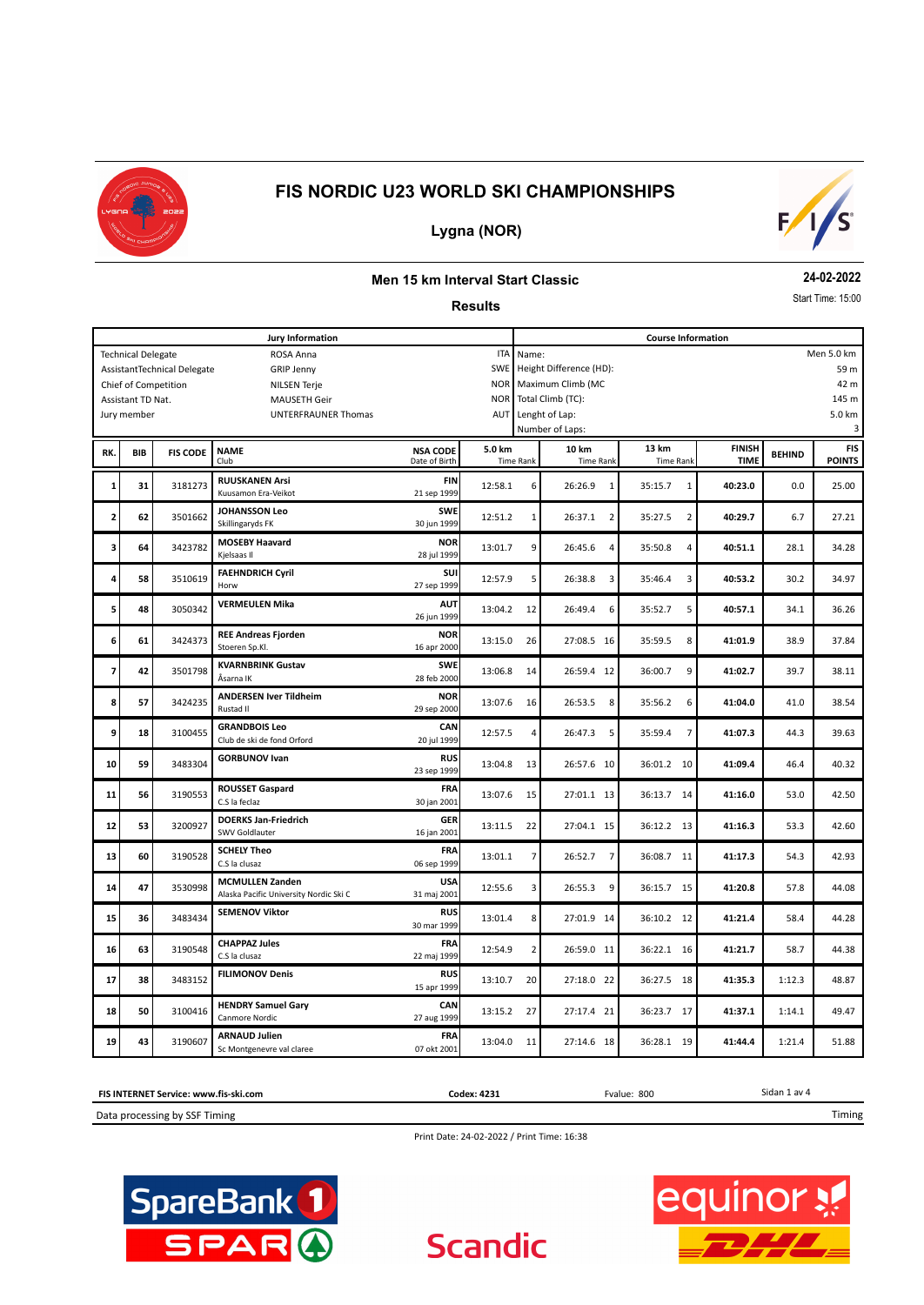# FIS NORDIC U23 WORLD SKI CHAMPIONSHIPS

## Lygna (NOR)

### Men 15 km Interval Start Classic

**24-02-2022**

Start Time: 15:00

### Results

| Jury Information | | | Course Information | |
|---|---|---|---|---|
| Technical Delegate | ROSA Anna | ITA | Name: | Men 5.0 km |
| AssistantTechnical Delegate | GRIP Jenny | SWE | Height Difference (HD): | 59 m |
| Chief of Competition | NILSEN Terje | NOR | Maximum Climb (MC | 42 m |
| Assistant TD Nat. | MAUSETH Geir | NOR | Total Climb (TC): | 145 m |
| Jury member | UNTERFRAUNER Thomas | AUT | Lenght of Lap: | 5.0 km |
| | | | Number of Laps: | 3 |

| RK. | BIB | FIS CODE | NAME / Club | NSA CODE / Date of Birth | 5.0 km Time | Rank | 10 km Time | Rank | 13 km Time | Rank | FINISH TIME | BEHIND | FIS POINTS |
|---|---|---|---|---|---|---|---|---|---|---|---|---|---|
| 1 | 31 | 3181273 | **RUUSKANEN Arsi** Kuusamon Era-Veikot | **FIN** 21 sep 1999 | 12:58.1 | 6 | 26:26.9 | 1 | 35:15.7 | 1 | **40:23.0** | 0.0 | 25.00 |
| 2 | 62 | 3501662 | **JOHANSSON Leo** Skillingaryds FK | **SWE** 30 jun 1999 | 12:51.2 | 1 | 26:37.1 | 2 | 35:27.5 | 2 | **40:29.7** | 6.7 | 27.21 |
| 3 | 64 | 3423782 | **MOSEBY Haavard** Kjelsaas Il | **NOR** 28 jul 1999 | 13:01.7 | 9 | 26:45.6 | 4 | 35:50.8 | 4 | **40:51.1** | 28.1 | 34.28 |
| 4 | 58 | 3510619 | **FAEHNDRICH Cyril** Horw | **SUI** 27 sep 1999 | 12:57.9 | 5 | 26:38.8 | 3 | 35:46.4 | 3 | **40:53.2** | 30.2 | 34.97 |
| 5 | 48 | 3050342 | **VERMEULEN Mika** | **AUT** 26 jun 1999 | 13:04.2 | 12 | 26:49.4 | 6 | 35:52.7 | 5 | **40:57.1** | 34.1 | 36.26 |
| 6 | 61 | 3424373 | **REE Andreas Fjorden** Stoeren Sp.Kl. | **NOR** 16 apr 2000 | 13:15.0 | 26 | 27:08.5 | 16 | 35:59.5 | 8 | **41:01.9** | 38.9 | 37.84 |
| 7 | 42 | 3501798 | **KVARNBRINK Gustav** Åsarna IK | **SWE** 28 feb 2000 | 13:06.8 | 14 | 26:59.4 | 12 | 36:00.7 | 9 | **41:02.7** | 39.7 | 38.11 |
| 8 | 57 | 3424235 | **ANDERSEN Iver Tildheim** Rustad Il | **NOR** 29 sep 2000 | 13:07.6 | 16 | 26:53.5 | 8 | 35:56.2 | 6 | **41:04.0** | 41.0 | 38.54 |
| 9 | 18 | 3100455 | **GRANDBOIS Leo** Club de ski de fond Orford | **CAN** 20 jul 1999 | 12:57.5 | 4 | 26:47.3 | 5 | 35:59.4 | 7 | **41:07.3** | 44.3 | 39.63 |
| 10 | 59 | 3483304 | **GORBUNOV Ivan** | **RUS** 23 sep 1999 | 13:04.8 | 13 | 26:57.6 | 10 | 36:01.2 | 10 | **41:09.4** | 46.4 | 40.32 |
| 11 | 56 | 3190553 | **ROUSSET Gaspard** C.S la feclaz | **FRA** 30 jan 2001 | 13:07.6 | 15 | 27:01.1 | 13 | 36:13.7 | 14 | **41:16.0** | 53.0 | 42.50 |
| 12 | 53 | 3200927 | **DOERKS Jan-Friedrich** SWV Goldlauter | **GER** 16 jan 2001 | 13:11.5 | 22 | 27:04.1 | 15 | 36:12.2 | 13 | **41:16.3** | 53.3 | 42.60 |
| 13 | 60 | 3190528 | **SCHELY Theo** C.S la clusaz | **FRA** 06 sep 1999 | 13:01.1 | 7 | 26:52.7 | 7 | 36:08.7 | 11 | **41:17.3** | 54.3 | 42.93 |
| 14 | 47 | 3530998 | **MCMULLEN Zanden** Alaska Pacific University Nordic Ski C | **USA** 31 maj 2001 | 12:55.6 | 3 | 26:55.3 | 9 | 36:15.7 | 15 | **41:20.8** | 57.8 | 44.08 |
| 15 | 36 | 3483434 | **SEMENOV Viktor** | **RUS** 30 mar 1999 | 13:01.4 | 8 | 27:01.9 | 14 | 36:10.2 | 12 | **41:21.4** | 58.4 | 44.28 |
| 16 | 63 | 3190548 | **CHAPPAZ Jules** C.S la clusaz | **FRA** 22 maj 1999 | 12:54.9 | 2 | 26:59.0 | 11 | 36:22.1 | 16 | **41:21.7** | 58.7 | 44.38 |
| 17 | 38 | 3483152 | **FILIMONOV Denis** | **RUS** 15 apr 1999 | 13:10.7 | 20 | 27:18.0 | 22 | 36:27.5 | 18 | **41:35.3** | 1:12.3 | 48.87 |
| 18 | 50 | 3100416 | **HENDRY Samuel Gary** Canmore Nordic | **CAN** 27 aug 1999 | 13:15.2 | 27 | 27:17.4 | 21 | 36:23.7 | 17 | **41:37.1** | 1:14.1 | 49.47 |
| 19 | 43 | 3190607 | **ARNAUD Julien** Sc Montgenevre val claree | **FRA** 07 okt 2001 | 13:04.0 | 11 | 27:14.6 | 18 | 36:28.1 | 19 | **41:44.4** | 1:21.4 | 51.88 |

**FIS INTERNET Service: www.fis-ski.com** **Codex: 4231** Fvalue: 800

Data processing by SSF Timing

Print Date: 24-02-2022 / Print Time: 16:38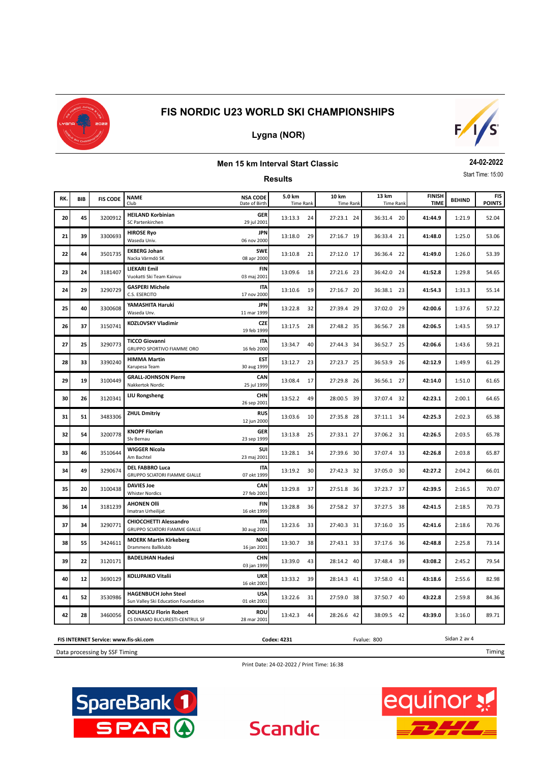# FIS NORDIC U23 WORLD SKI CHAMPIONSHIPS

## Lygna (NOR)

### Men 15 km Interval Start Classic

**24-02-2022**

Start Time: 15:00

### Results

| RK. | BIB | FIS CODE | NAME / Club | NSA CODE / Date of Birth | 5.0 km Time Rank | 10 km Time Rank | 13 km Time Rank | FINISH TIME | BEHIND | FIS POINTS |
|---|---|---|---|---|---|---|---|---|---|---|
| 20 | 45 | 3200912 | **HEILAND Korbinian** SC Partenkirchen | **GER** 29 jul 2001 | 13:13.3 24 | 27:23.1 24 | 36:31.4 20 | **41:44.9** | 1:21.9 | 52.04 |
| 21 | 39 | 3300693 | **HIROSE Ryo** Waseda Univ. | **JPN** 06 nov 2000 | 13:18.0 29 | 27:16.7 19 | 36:33.4 21 | **41:48.0** | 1:25.0 | 53.06 |
| 22 | 44 | 3501735 | **EKBERG Johan** Nacka Värmdö SK | **SWE** 08 apr 2000 | 13:10.8 21 | 27:12.0 17 | 36:36.4 22 | **41:49.0** | 1:26.0 | 53.39 |
| 23 | 24 | 3181407 | **LIEKARI Emil** Vuokatti Ski Team Kainuu | **FIN** 03 maj 2001 | 13:09.6 18 | 27:21.6 23 | 36:42.0 24 | **41:52.8** | 1:29.8 | 54.65 |
| 24 | 29 | 3290729 | **GASPERI Michele** C.S. ESERCITO | **ITA** 17 nov 2000 | 13:10.6 19 | 27:16.7 20 | 36:38.1 23 | **41:54.3** | 1:31.3 | 55.14 |
| 25 | 40 | 3300608 | **YAMASHITA Haruki** Waseda Unv. | **JPN** 11 mar 1999 | 13:22.8 32 | 27:39.4 29 | 37:02.0 29 | **42:00.6** | 1:37.6 | 57.22 |
| 26 | 37 | 3150741 | **KOZLOVSKY Vladimir** | **CZE** 19 feb 1999 | 13:17.5 28 | 27:48.2 35 | 36:56.7 28 | **42:06.5** | 1:43.5 | 59.17 |
| 27 | 25 | 3290773 | **TICCO Giovanni** GRUPPO SPORTIVO FIAMME ORO | **ITA** 16 feb 2000 | 13:34.7 40 | 27:44.3 34 | 36:52.7 25 | **42:06.6** | 1:43.6 | 59.21 |
| 28 | 33 | 3390240 | **HIMMA Martin** Karupesa Team | **EST** 30 aug 1999 | 13:12.7 23 | 27:23.7 25 | 36:53.9 26 | **42:12.9** | 1:49.9 | 61.29 |
| 29 | 19 | 3100449 | **GRALL-JOHNSON Pierre** Nakkertok Nordic | **CAN** 25 jul 1999 | 13:08.4 17 | 27:29.8 26 | 36:56.1 27 | **42:14.0** | 1:51.0 | 61.65 |
| 30 | 26 | 3120341 | **LIU Rongsheng** | **CHN** 26 sep 2001 | 13:52.2 49 | 28:00.5 39 | 37:07.4 32 | **42:23.1** | 2:00.1 | 64.65 |
| 31 | 51 | 3483306 | **ZHUL Dmitriy** | **RUS** 12 jun 2000 | 13:03.6 10 | 27:35.8 28 | 37:11.1 34 | **42:25.3** | 2:02.3 | 65.38 |
| 32 | 54 | 3200778 | **KNOPF Florian** Slv Bernau | **GER** 23 sep 1999 | 13:13.8 25 | 27:33.1 27 | 37:06.2 31 | **42:26.5** | 2:03.5 | 65.78 |
| 33 | 46 | 3510644 | **WIGGER Nicola** Am Bachtel | **SUI** 23 maj 2001 | 13:28.1 34 | 27:39.6 30 | 37:07.4 33 | **42:26.8** | 2:03.8 | 65.87 |
| 34 | 49 | 3290674 | **DEL FABBRO Luca** GRUPPO SCIATORI FIAMME GIALLE | **ITA** 07 okt 1999 | 13:19.2 30 | 27:42.3 32 | 37:05.0 30 | **42:27.2** | 2:04.2 | 66.01 |
| 35 | 20 | 3100438 | **DAVIES Joe** Whister Nordics | **CAN** 27 feb 2001 | 13:29.8 37 | 27:51.8 36 | 37:23.7 37 | **42:39.5** | 2:16.5 | 70.07 |
| 36 | 14 | 3181239 | **AHONEN Olli** Imatran Urheilijat | **FIN** 16 okt 1999 | 13:28.8 36 | 27:58.2 37 | 37:27.5 38 | **42:41.5** | 2:18.5 | 70.73 |
| 37 | 34 | 3290771 | **CHIOCCHETTI Alessandro** GRUPPO SCIATORI FIAMME GIALLE | **ITA** 30 aug 2001 | 13:23.6 33 | 27:40.3 31 | 37:16.0 35 | **42:41.6** | 2:18.6 | 70.76 |
| 38 | 55 | 3424611 | **MOERK Martin Kirkeberg** Drammens Ballklubb | **NOR** 16 jan 2001 | 13:30.7 38 | 27:43.1 33 | 37:17.6 36 | **42:48.8** | 2:25.8 | 73.14 |
| 39 | 22 | 3120171 | **BADELIHAN Hadesi** | **CHN** 03 jan 1999 | 13:39.0 43 | 28:14.2 40 | 37:48.4 39 | **43:08.2** | 2:45.2 | 79.54 |
| 40 | 12 | 3690129 | **KOLUPAIKO Vitalii** | **UKR** 16 okt 2001 | 13:33.2 39 | 28:14.3 41 | 37:58.0 41 | **43:18.6** | 2:55.6 | 82.98 |
| 41 | 52 | 3530986 | **HAGENBUCH John Steel** Sun Valley Ski Education Foundation | **USA** 01 okt 2001 | 13:22.6 31 | 27:59.0 38 | 37:50.7 40 | **43:22.8** | 2:59.8 | 84.36 |
| 42 | 28 | 3460056 | **DOLHASCU Florin Robert** CS DINAMO BUCURESTI-CENTRUL SF | **ROU** 28 mar 2001 | 13:42.3 44 | 28:26.6 42 | 38:09.5 42 | **43:39.0** | 3:16.0 | 89.71 |

**FIS INTERNET Service: www.fis-ski.com** | **Codex: 4231** | Fvalue: 800

Data processing by SSF Timing | Timing

Print Date: 24-02-2022 / Print Time: 16:38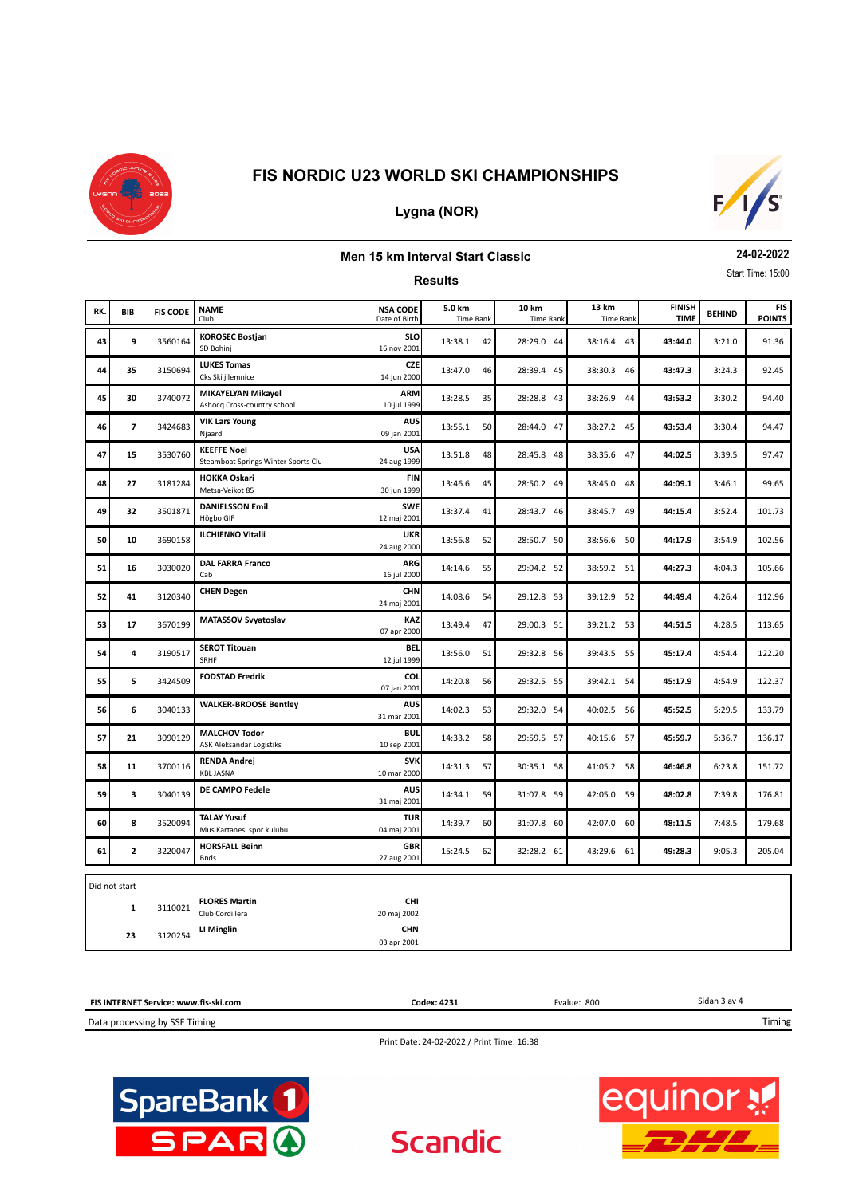# FIS NORDIC U23 WORLD SKI CHAMPIONSHIPS

## Lygna (NOR)

### Men 15 km Interval Start Classic

**24-02-2022**

Start Time: 15:00

### Results

| RK. | BIB | FIS CODE | NAME / Club | NSA CODE / Date of Birth | 5.0 km Time | Rank | 10 km Time | Rank | 13 km Time | Rank | FINISH TIME | BEHIND | FIS POINTS |
|---|---|---|---|---|---|---|---|---|---|---|---|---|---|
| 43 | 9 | 3560164 | **KOROSEC Bostjan** SD Bohinj | **SLO** 16 nov 2001 | 13:38.1 | 42 | 28:29.0 | 44 | 38:16.4 | 43 | **43:44.0** | 3:21.0 | 91.36 |
| 44 | 35 | 3150694 | **LUKES Tomas** Cks Ski jilemnice | **CZE** 14 jun 2000 | 13:47.0 | 46 | 28:39.4 | 45 | 38:30.3 | 46 | **43:47.3** | 3:24.3 | 92.45 |
| 45 | 30 | 3740072 | **MIKAYELYAN Mikayel** Ashocq Cross-country school | **ARM** 10 jul 1999 | 13:28.5 | 35 | 28:28.8 | 43 | 38:26.9 | 44 | **43:53.2** | 3:30.2 | 94.40 |
| 46 | 7 | 3424683 | **VIK Lars Young** Njaard | **AUS** 09 jan 2001 | 13:55.1 | 50 | 28:44.0 | 47 | 38:27.2 | 45 | **43:53.4** | 3:30.4 | 94.47 |
| 47 | 15 | 3530760 | **KEEFFE Noel** Steamboat Springs Winter Sports Clu | **USA** 24 aug 1999 | 13:51.8 | 48 | 28:45.8 | 48 | 38:35.6 | 47 | **44:02.5** | 3:39.5 | 97.47 |
| 48 | 27 | 3181284 | **HOKKA Oskari** Metsa-Veikot 85 | **FIN** 30 jun 1999 | 13:46.6 | 45 | 28:50.2 | 49 | 38:45.0 | 48 | **44:09.1** | 3:46.1 | 99.65 |
| 49 | 32 | 3501871 | **DANIELSSON Emil** Högbo GIF | **SWE** 12 maj 2001 | 13:37.4 | 41 | 28:43.7 | 46 | 38:45.7 | 49 | **44:15.4** | 3:52.4 | 101.73 |
| 50 | 10 | 3690158 | **ILCHIENKO Vitalii** | **UKR** 24 aug 2000 | 13:56.8 | 52 | 28:50.7 | 50 | 38:56.6 | 50 | **44:17.9** | 3:54.9 | 102.56 |
| 51 | 16 | 3030020 | **DAL FARRA Franco** Cab | **ARG** 16 jul 2000 | 14:14.6 | 55 | 29:04.2 | 52 | 38:59.2 | 51 | **44:27.3** | 4:04.3 | 105.66 |
| 52 | 41 | 3120340 | **CHEN Degen** | **CHN** 24 maj 2001 | 14:08.6 | 54 | 29:12.8 | 53 | 39:12.9 | 52 | **44:49.4** | 4:26.4 | 112.96 |
| 53 | 17 | 3670199 | **MATASSOV Svyatoslav** | **KAZ** 07 apr 2000 | 13:49.4 | 47 | 29:00.3 | 51 | 39:21.2 | 53 | **44:51.5** | 4:28.5 | 113.65 |
| 54 | 4 | 3190517 | **SEROT Titouan** SRHF | **BEL** 12 jul 1999 | 13:56.0 | 51 | 29:32.8 | 56 | 39:43.5 | 55 | **45:17.4** | 4:54.4 | 122.20 |
| 55 | 5 | 3424509 | **FODSTAD Fredrik** | **COL** 07 jan 2001 | 14:20.8 | 56 | 29:32.5 | 55 | 39:42.1 | 54 | **45:17.9** | 4:54.9 | 122.37 |
| 56 | 6 | 3040133 | **WALKER-BROOSE Bentley** | **AUS** 31 mar 2001 | 14:02.3 | 53 | 29:32.0 | 54 | 40:02.5 | 56 | **45:52.5** | 5:29.5 | 133.79 |
| 57 | 21 | 3090129 | **MALCHOV Todor** ASK Aleksandar Logistiks | **BUL** 10 sep 2001 | 14:33.2 | 58 | 29:59.5 | 57 | 40:15.6 | 57 | **45:59.7** | 5:36.7 | 136.17 |
| 58 | 11 | 3700116 | **RENDA Andrej** KBL JASNA | **SVK** 10 mar 2000 | 14:31.3 | 57 | 30:35.1 | 58 | 41:05.2 | 58 | **46:46.8** | 6:23.8 | 151.72 |
| 59 | 3 | 3040139 | **DE CAMPO Fedele** | **AUS** 31 maj 2001 | 14:34.1 | 59 | 31:07.8 | 59 | 42:05.0 | 59 | **48:02.8** | 7:39.8 | 176.81 |
| 60 | 8 | 3520094 | **TALAY Yusuf** Mus Kartanesi spor kulubu | **TUR** 04 maj 2001 | 14:39.7 | 60 | 31:07.8 | 60 | 42:07.0 | 60 | **48:11.5** | 7:48.5 | 179.68 |
| 61 | 2 | 3220047 | **HORSFALL Beinn** Bnds | **GBR** 27 aug 2001 | 15:24.5 | 62 | 32:28.2 | 61 | 43:29.6 | 61 | **49:28.3** | 9:05.3 | 205.04 |

**Did not start**

| BIB | FIS CODE | NAME / Club | NSA CODE / Date of Birth |
|---|---|---|---|
| 1 | 3110021 | **FLORES Martin** Club Cordillera | **CHI** 20 maj 2002 |
| 23 | 3120254 | **LI Minglin** | **CHN** 03 apr 2001 |

**FIS INTERNET Service: www.fis-ski.com** **Codex: 4231** Fvalue: 800

Data processing by SSF Timing

Print Date: 24-02-2022 / Print Time: 16:38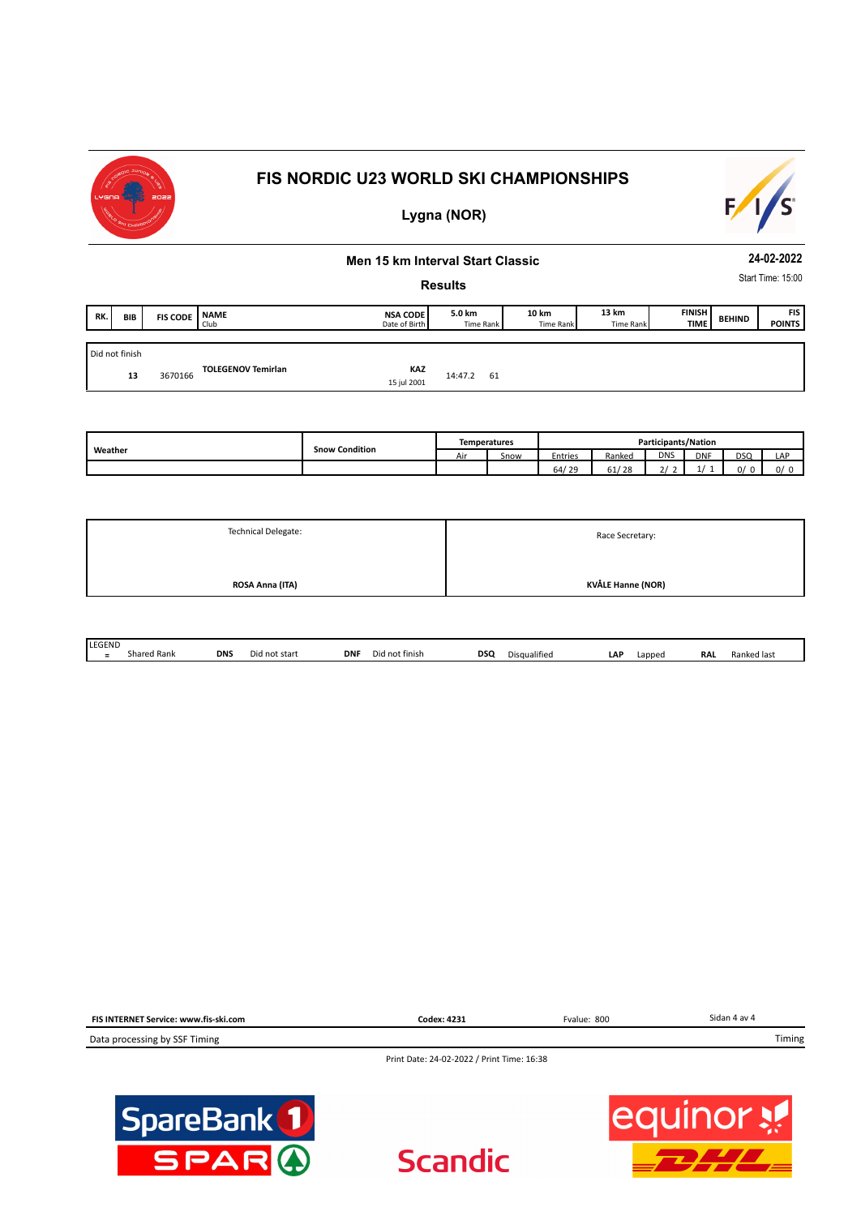# FIS NORDIC U23 WORLD SKI CHAMPIONSHIPS

## Lygna (NOR)

### Men 15 km Interval Start Classic

**24-02-2022**

Start Time: 15:00

### Results

| RK. | BIB | FIS CODE | NAME<br>Club | NSA CODE<br>Date of Birth | 5.0 km<br>Time Rank | 10 km<br>Time Rank | 13 km<br>Time Rank | FINISH TIME | BEHIND | FIS POINTS |
|---|---|---|---|---|---|---|---|---|---|---|
| Did not finish | | | | | | | | | | |
| | 13 | 3670166 | **TOLEGENOV Temirlan** | **KAZ**<br>15 jul 2001 | 14:47.2 61 | | | | | |

| Weather | Snow Condition | Temperatures | | Participants/Nation | | | | | |
|---|---|---|---|---|---|---|---|---|---|
| | | Air | Snow | Entries | Ranked | DNS | DNF | DSQ | LAP |
| | | | | 64/ 29 | 61/ 28 | 2/ 2 | 1/ 1 | 0/ 0 | 0/ 0 |

| Technical Delegate: | Race Secretary: |
|---|---|
| **ROSA Anna (ITA)** | **KVÅLE Hanne (NOR)** |

LEGEND

| | | | | | | | | | |
|---|---|---|---|---|---|---|---|---|---|
| **=** | Shared Rank | **DNS** | Did not start | **DNF** | Did not finish | **DSQ** | Disqualified | **LAP** | Lapped |
| **RAL** | Ranked last | | | | | | | | |

**FIS INTERNET Service: www.fis-ski.com** **Codex: 4231** Fvalue: 800

Data processing by SSF Timing

Print Date: 24-02-2022 / Print Time: 16:38